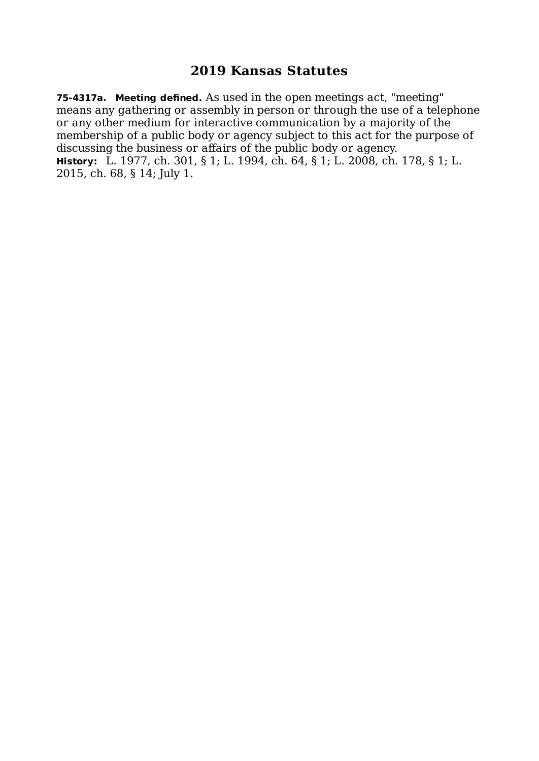# 2019 Kansas Statutes

**75-4317a. Meeting defined.** As used in the open meetings act, "meeting" means any gathering or assembly in person or through the use of a telephone or any other medium for interactive communication by a majority of the membership of a public body or agency subject to this act for the purpose of discussing the business or affairs of the public body or agency.

**History:** L. 1977, ch. 301, § 1; L. 1994, ch. 64, § 1; L. 2008, ch. 178, § 1; L. 2015, ch. 68, § 14; July 1.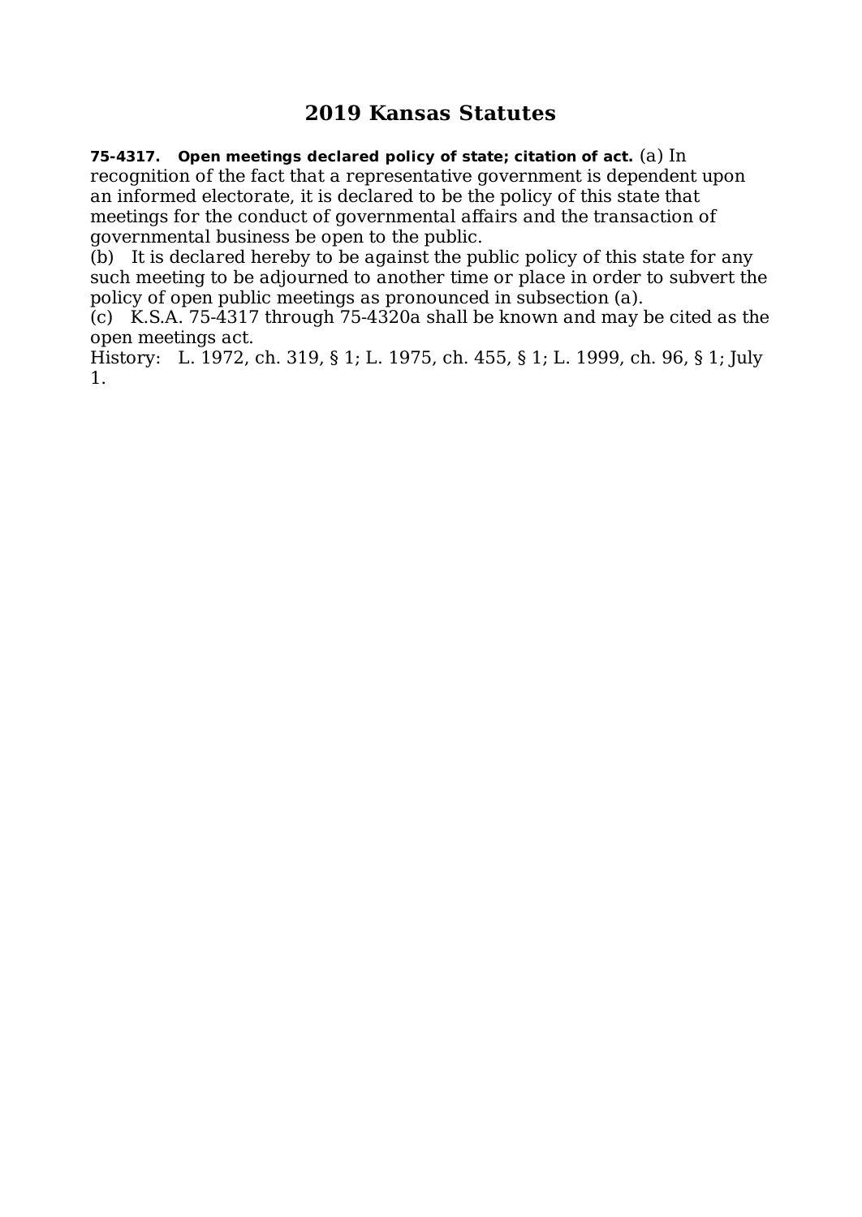# 2019 Kansas Statutes

**75-4317. Open meetings declared policy of state; citation of act.** (a) In recognition of the fact that a representative government is dependent upon an informed electorate, it is declared to be the policy of this state that meetings for the conduct of governmental affairs and the transaction of governmental business be open to the public.

(b) It is declared hereby to be against the public policy of this state for any such meeting to be adjourned to another time or place in order to subvert the policy of open public meetings as pronounced in subsection (a).

(c) K.S.A. 75-4317 through 75-4320a shall be known and may be cited as the open meetings act.

History: L. 1972, ch. 319, § 1; L. 1975, ch. 455, § 1; L. 1999, ch. 96, § 1; July 1.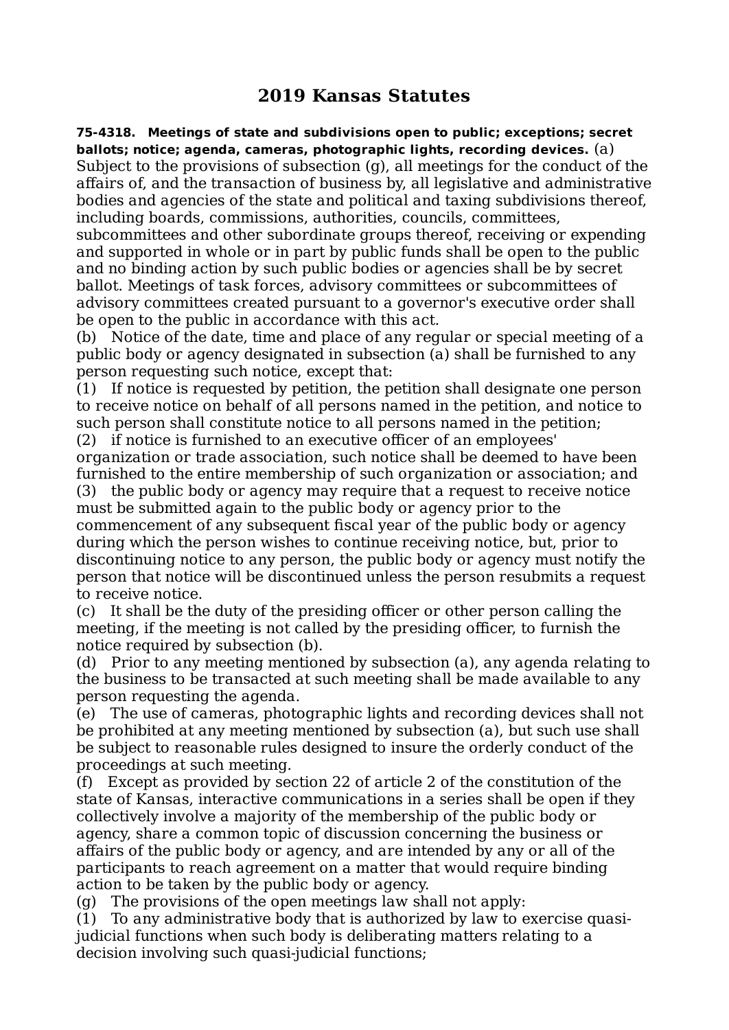# 2019 Kansas Statutes

**75-4318. Meetings of state and subdivisions open to public; exceptions; secret ballots; notice; agenda, cameras, photographic lights, recording devices.** (a) Subject to the provisions of subsection (g), all meetings for the conduct of the affairs of, and the transaction of business by, all legislative and administrative bodies and agencies of the state and political and taxing subdivisions thereof, including boards, commissions, authorities, councils, committees, subcommittees and other subordinate groups thereof, receiving or expending and supported in whole or in part by public funds shall be open to the public and no binding action by such public bodies or agencies shall be by secret ballot. Meetings of task forces, advisory committees or subcommittees of advisory committees created pursuant to a governor's executive order shall be open to the public in accordance with this act.

(b) Notice of the date, time and place of any regular or special meeting of a public body or agency designated in subsection (a) shall be furnished to any person requesting such notice, except that:

(1) If notice is requested by petition, the petition shall designate one person to receive notice on behalf of all persons named in the petition, and notice to such person shall constitute notice to all persons named in the petition;

(2) if notice is furnished to an executive officer of an employees' organization or trade association, such notice shall be deemed to have been furnished to the entire membership of such organization or association; and

(3) the public body or agency may require that a request to receive notice must be submitted again to the public body or agency prior to the commencement of any subsequent fiscal year of the public body or agency during which the person wishes to continue receiving notice, but, prior to discontinuing notice to any person, the public body or agency must notify the person that notice will be discontinued unless the person resubmits a request to receive notice.

(c) It shall be the duty of the presiding officer or other person calling the meeting, if the meeting is not called by the presiding officer, to furnish the notice required by subsection (b).

(d) Prior to any meeting mentioned by subsection (a), any agenda relating to the business to be transacted at such meeting shall be made available to any person requesting the agenda.

(e) The use of cameras, photographic lights and recording devices shall not be prohibited at any meeting mentioned by subsection (a), but such use shall be subject to reasonable rules designed to insure the orderly conduct of the proceedings at such meeting.

(f) Except as provided by section 22 of article 2 of the constitution of the state of Kansas, interactive communications in a series shall be open if they collectively involve a majority of the membership of the public body or agency, share a common topic of discussion concerning the business or affairs of the public body or agency, and are intended by any or all of the participants to reach agreement on a matter that would require binding action to be taken by the public body or agency.

(g) The provisions of the open meetings law shall not apply:

(1) To any administrative body that is authorized by law to exercise quasi-judicial functions when such body is deliberating matters relating to a decision involving such quasi-judicial functions;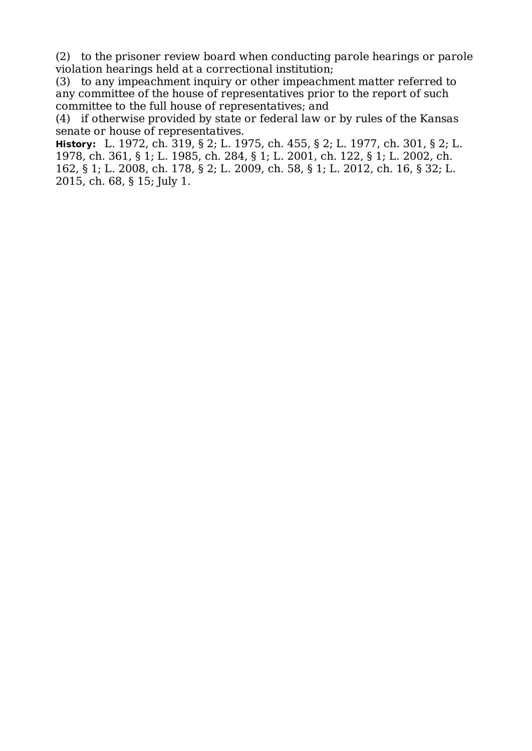(2) to the prisoner review board when conducting parole hearings or parole violation hearings held at a correctional institution;

(3) to any impeachment inquiry or other impeachment matter referred to any committee of the house of representatives prior to the report of such committee to the full house of representatives; and

(4) if otherwise provided by state or federal law or by rules of the Kansas senate or house of representatives.

**History:** L. 1972, ch. 319, § 2; L. 1975, ch. 455, § 2; L. 1977, ch. 301, § 2; L. 1978, ch. 361, § 1; L. 1985, ch. 284, § 1; L. 2001, ch. 122, § 1; L. 2002, ch. 162, § 1; L. 2008, ch. 178, § 2; L. 2009, ch. 58, § 1; L. 2012, ch. 16, § 32; L. 2015, ch. 68, § 15; July 1.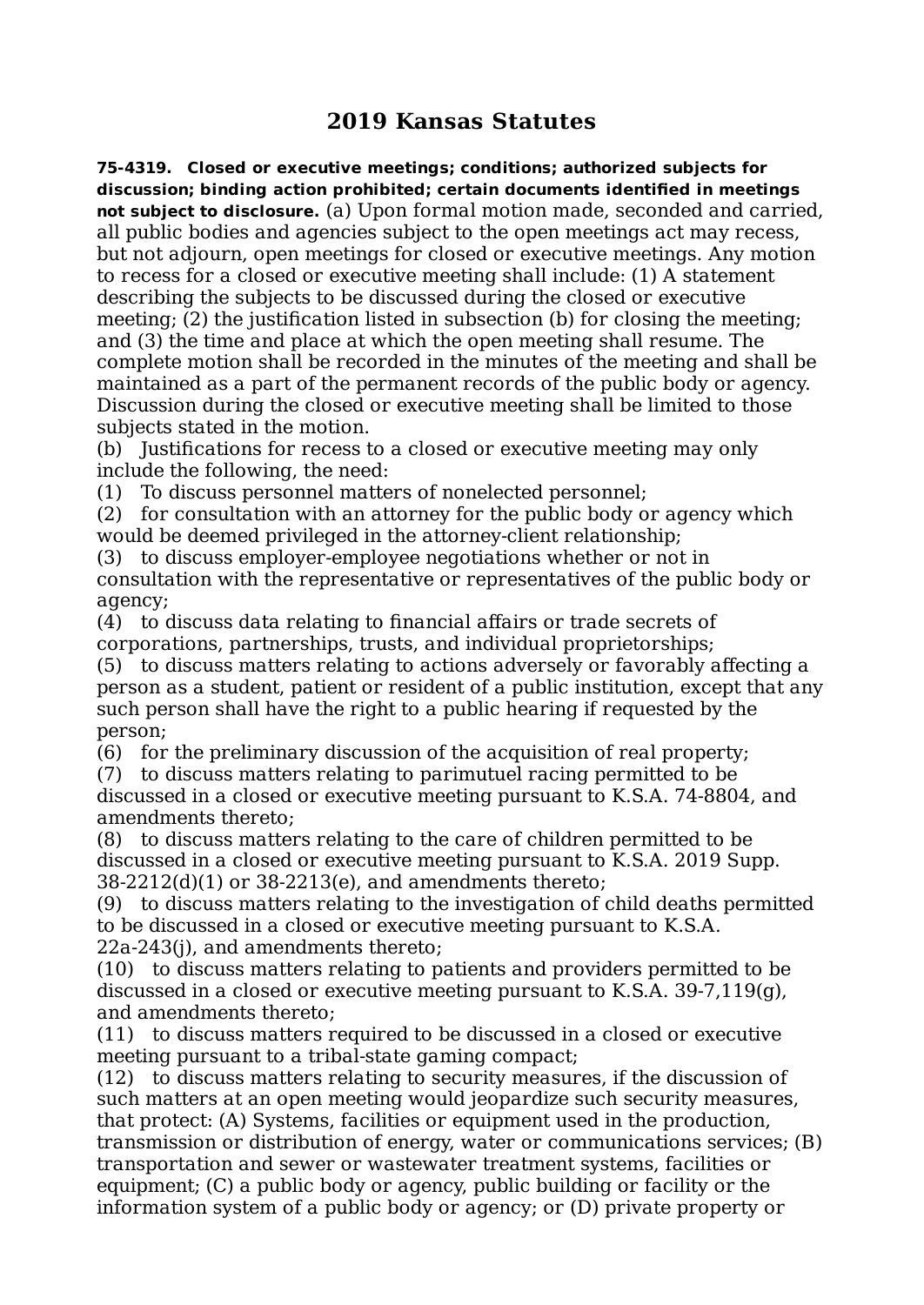# 2019 Kansas Statutes

**75-4319. Closed or executive meetings; conditions; authorized subjects for discussion; binding action prohibited; certain documents identified in meetings not subject to disclosure.** (a) Upon formal motion made, seconded and carried, all public bodies and agencies subject to the open meetings act may recess, but not adjourn, open meetings for closed or executive meetings. Any motion to recess for a closed or executive meeting shall include: (1) A statement describing the subjects to be discussed during the closed or executive meeting; (2) the justification listed in subsection (b) for closing the meeting; and (3) the time and place at which the open meeting shall resume. The complete motion shall be recorded in the minutes of the meeting and shall be maintained as a part of the permanent records of the public body or agency. Discussion during the closed or executive meeting shall be limited to those subjects stated in the motion.

(b) Justifications for recess to a closed or executive meeting may only include the following, the need:

(1) To discuss personnel matters of nonelected personnel;

(2) for consultation with an attorney for the public body or agency which would be deemed privileged in the attorney-client relationship;

(3) to discuss employer-employee negotiations whether or not in consultation with the representative or representatives of the public body or agency;

(4) to discuss data relating to financial affairs or trade secrets of corporations, partnerships, trusts, and individual proprietorships;

(5) to discuss matters relating to actions adversely or favorably affecting a person as a student, patient or resident of a public institution, except that any such person shall have the right to a public hearing if requested by the person;

(6) for the preliminary discussion of the acquisition of real property;

(7) to discuss matters relating to parimutuel racing permitted to be discussed in a closed or executive meeting pursuant to K.S.A. 74-8804, and amendments thereto;

(8) to discuss matters relating to the care of children permitted to be discussed in a closed or executive meeting pursuant to K.S.A. 2019 Supp. 38-2212(d)(1) or 38-2213(e), and amendments thereto;

(9) to discuss matters relating to the investigation of child deaths permitted to be discussed in a closed or executive meeting pursuant to K.S.A. 22a-243(j), and amendments thereto;

(10) to discuss matters relating to patients and providers permitted to be discussed in a closed or executive meeting pursuant to K.S.A. 39-7,119(g), and amendments thereto;

(11) to discuss matters required to be discussed in a closed or executive meeting pursuant to a tribal-state gaming compact;

(12) to discuss matters relating to security measures, if the discussion of such matters at an open meeting would jeopardize such security measures, that protect: (A) Systems, facilities or equipment used in the production, transmission or distribution of energy, water or communications services; (B) transportation and sewer or wastewater treatment systems, facilities or equipment; (C) a public body or agency, public building or facility or the information system of a public body or agency; or (D) private property or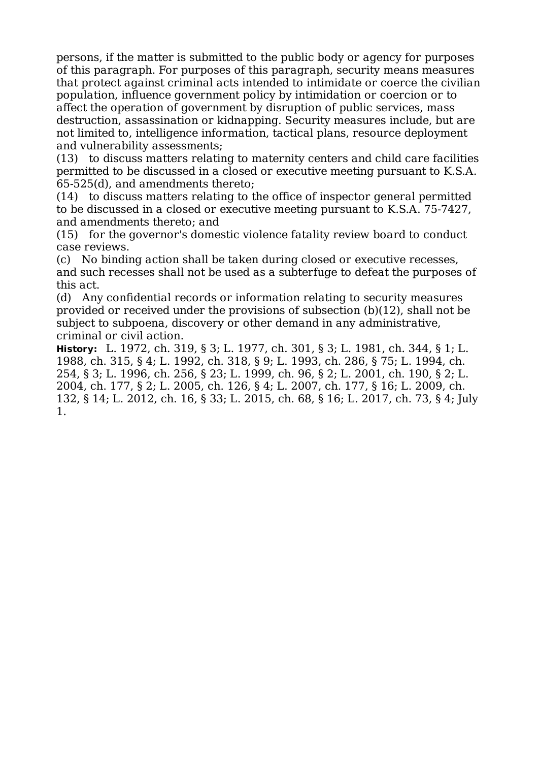persons, if the matter is submitted to the public body or agency for purposes of this paragraph. For purposes of this paragraph, security means measures that protect against criminal acts intended to intimidate or coerce the civilian population, influence government policy by intimidation or coercion or to affect the operation of government by disruption of public services, mass destruction, assassination or kidnapping. Security measures include, but are not limited to, intelligence information, tactical plans, resource deployment and vulnerability assessments;

(13) to discuss matters relating to maternity centers and child care facilities permitted to be discussed in a closed or executive meeting pursuant to K.S.A. 65-525(d), and amendments thereto;

(14) to discuss matters relating to the office of inspector general permitted to be discussed in a closed or executive meeting pursuant to K.S.A. 75-7427, and amendments thereto; and

(15) for the governor's domestic violence fatality review board to conduct case reviews.

(c) No binding action shall be taken during closed or executive recesses, and such recesses shall not be used as a subterfuge to defeat the purposes of this act.

(d) Any confidential records or information relating to security measures provided or received under the provisions of subsection (b)(12), shall not be subject to subpoena, discovery or other demand in any administrative, criminal or civil action.

**History:** L. 1972, ch. 319, § 3; L. 1977, ch. 301, § 3; L. 1981, ch. 344, § 1; L. 1988, ch. 315, § 4; L. 1992, ch. 318, § 9; L. 1993, ch. 286, § 75; L. 1994, ch. 254, § 3; L. 1996, ch. 256, § 23; L. 1999, ch. 96, § 2; L. 2001, ch. 190, § 2; L. 2004, ch. 177, § 2; L. 2005, ch. 126, § 4; L. 2007, ch. 177, § 16; L. 2009, ch. 132, § 14; L. 2012, ch. 16, § 33; L. 2015, ch. 68, § 16; L. 2017, ch. 73, § 4; July 1.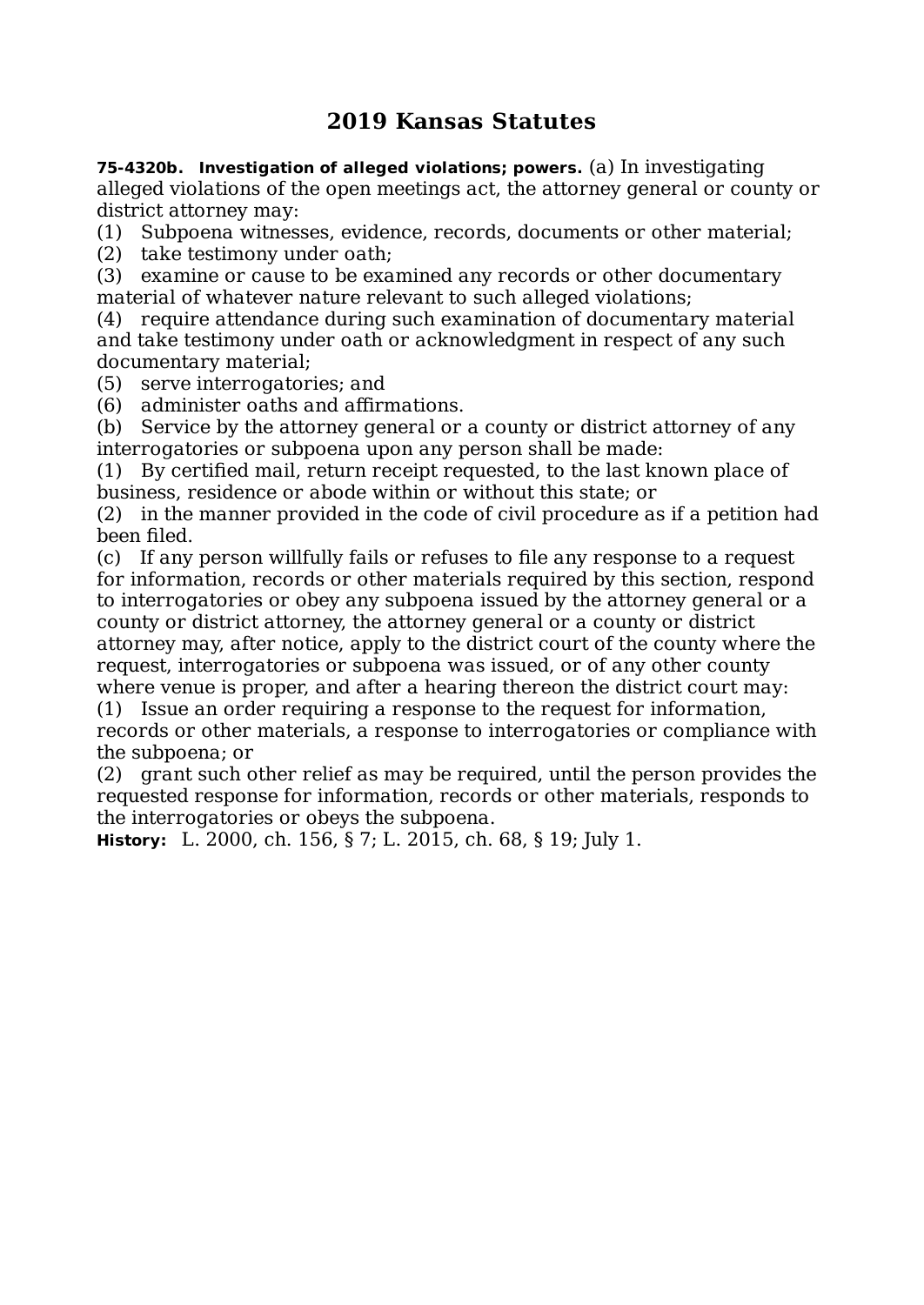# 2019 Kansas Statutes

**75-4320b. Investigation of alleged violations; powers.** (a) In investigating alleged violations of the open meetings act, the attorney general or county or district attorney may:

(1) Subpoena witnesses, evidence, records, documents or other material;

(2) take testimony under oath;

(3) examine or cause to be examined any records or other documentary material of whatever nature relevant to such alleged violations;

(4) require attendance during such examination of documentary material and take testimony under oath or acknowledgment in respect of any such documentary material;

(5) serve interrogatories; and

(6) administer oaths and affirmations.

(b) Service by the attorney general or a county or district attorney of any interrogatories or subpoena upon any person shall be made:

(1) By certified mail, return receipt requested, to the last known place of business, residence or abode within or without this state; or

(2) in the manner provided in the code of civil procedure as if a petition had been filed.

(c) If any person willfully fails or refuses to file any response to a request for information, records or other materials required by this section, respond to interrogatories or obey any subpoena issued by the attorney general or a county or district attorney, the attorney general or a county or district attorney may, after notice, apply to the district court of the county where the request, interrogatories or subpoena was issued, or of any other county where venue is proper, and after a hearing thereon the district court may:

(1) Issue an order requiring a response to the request for information, records or other materials, a response to interrogatories or compliance with the subpoena; or

(2) grant such other relief as may be required, until the person provides the requested response for information, records or other materials, responds to the interrogatories or obeys the subpoena.

**History:** L. 2000, ch. 156, § 7; L. 2015, ch. 68, § 19; July 1.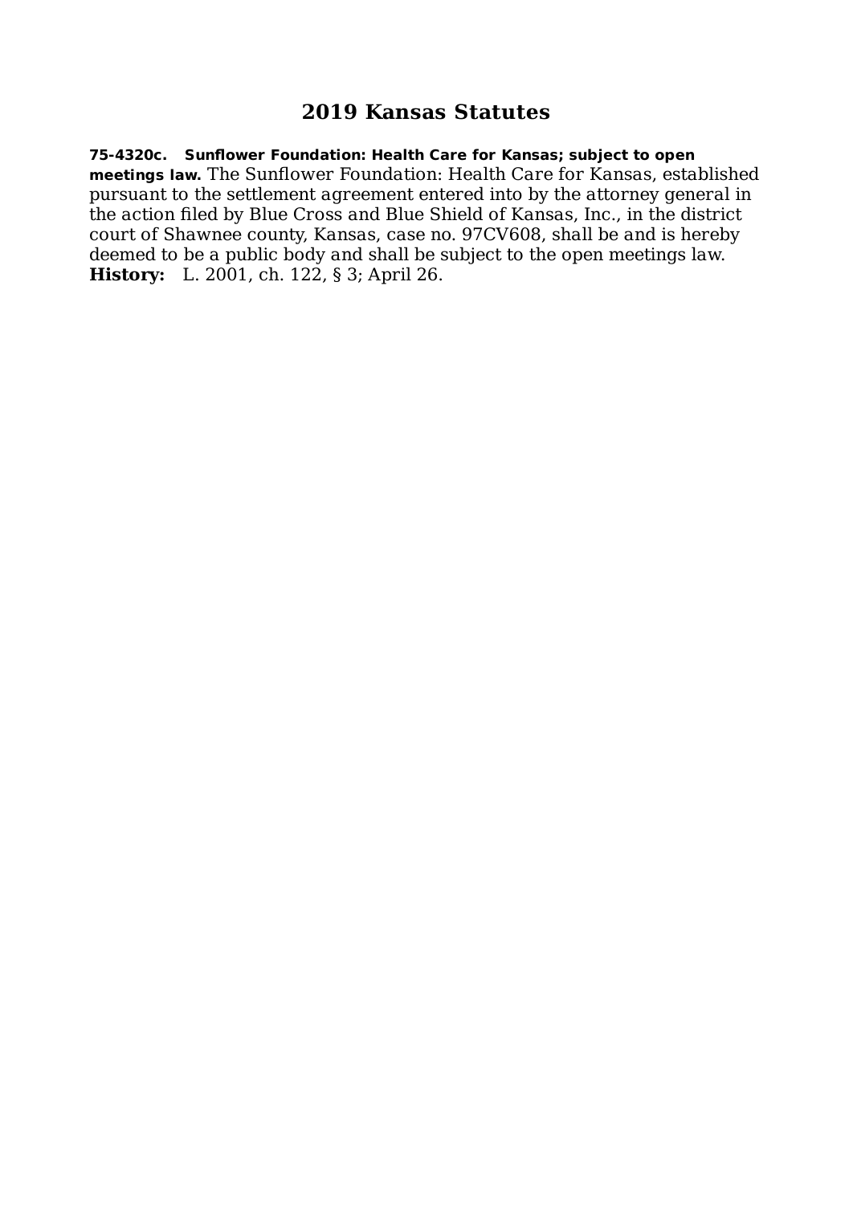# 2019 Kansas Statutes

**75-4320c. Sunflower Foundation: Health Care for Kansas; subject to open meetings law.** The Sunflower Foundation: Health Care for Kansas, established pursuant to the settlement agreement entered into by the attorney general in the action filed by Blue Cross and Blue Shield of Kansas, Inc., in the district court of Shawnee county, Kansas, case no. 97CV608, shall be and is hereby deemed to be a public body and shall be subject to the open meetings law.

**History:** L. 2001, ch. 122, § 3; April 26.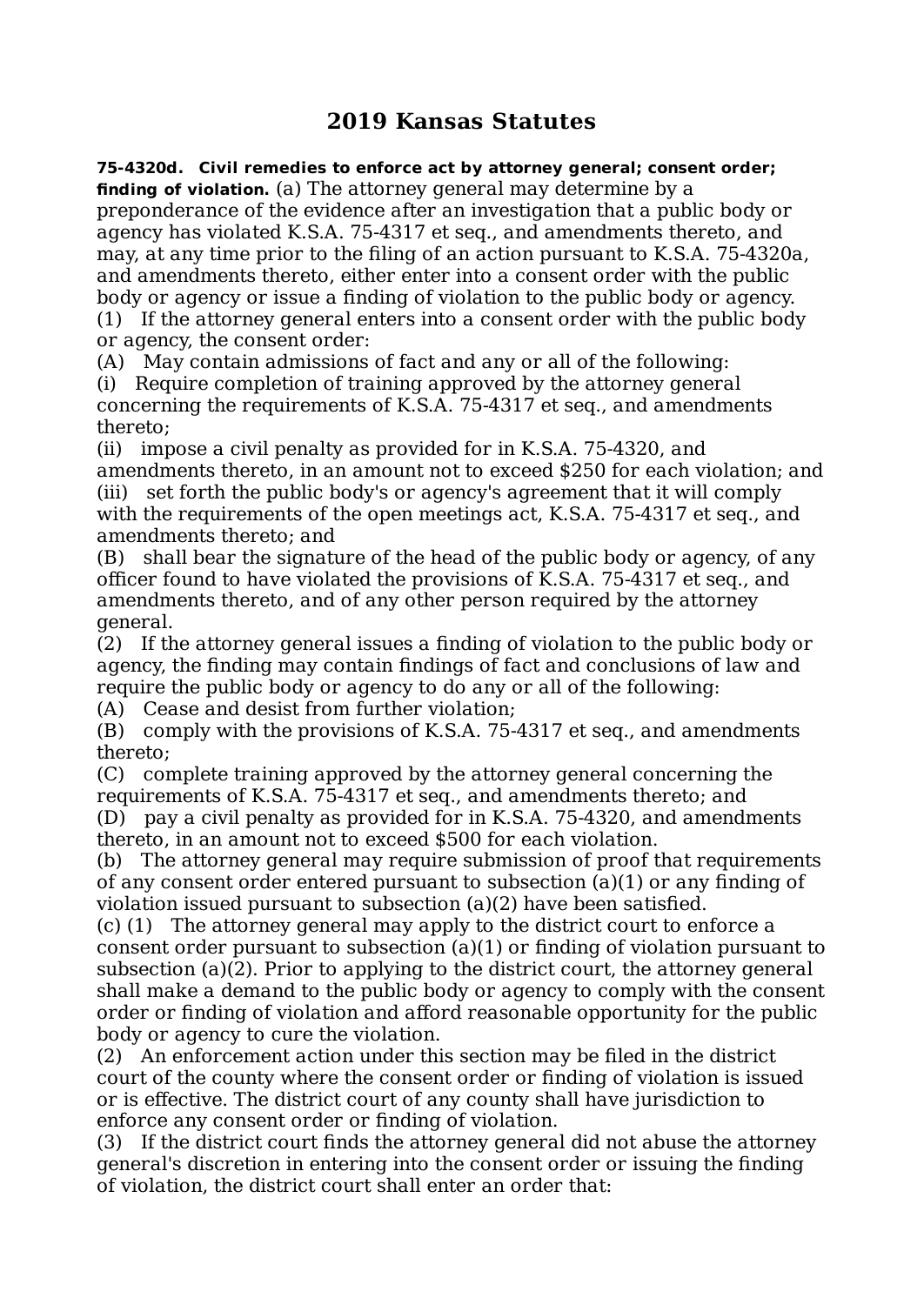# 2019 Kansas Statutes

**75-4320d. Civil remedies to enforce act by attorney general; consent order; finding of violation.** (a) The attorney general may determine by a preponderance of the evidence after an investigation that a public body or agency has violated K.S.A. 75-4317 et seq., and amendments thereto, and may, at any time prior to the filing of an action pursuant to K.S.A. 75-4320a, and amendments thereto, either enter into a consent order with the public body or agency or issue a finding of violation to the public body or agency.

(1) If the attorney general enters into a consent order with the public body or agency, the consent order:

(A) May contain admissions of fact and any or all of the following:

(i) Require completion of training approved by the attorney general concerning the requirements of K.S.A. 75-4317 et seq., and amendments thereto;

(ii) impose a civil penalty as provided for in K.S.A. 75-4320, and amendments thereto, in an amount not to exceed $250 for each violation; and

(iii) set forth the public body's or agency's agreement that it will comply with the requirements of the open meetings act, K.S.A. 75-4317 et seq., and amendments thereto; and

(B) shall bear the signature of the head of the public body or agency, of any officer found to have violated the provisions of K.S.A. 75-4317 et seq., and amendments thereto, and of any other person required by the attorney general.

(2) If the attorney general issues a finding of violation to the public body or agency, the finding may contain findings of fact and conclusions of law and require the public body or agency to do any or all of the following:

(A) Cease and desist from further violation;

(B) comply with the provisions of K.S.A. 75-4317 et seq., and amendments thereto;

(C) complete training approved by the attorney general concerning the requirements of K.S.A. 75-4317 et seq., and amendments thereto; and

(D) pay a civil penalty as provided for in K.S.A. 75-4320, and amendments thereto, in an amount not to exceed $500 for each violation.

(b) The attorney general may require submission of proof that requirements of any consent order entered pursuant to subsection (a)(1) or any finding of violation issued pursuant to subsection (a)(2) have been satisfied.

(c) (1) The attorney general may apply to the district court to enforce a consent order pursuant to subsection (a)(1) or finding of violation pursuant to subsection (a)(2). Prior to applying to the district court, the attorney general shall make a demand to the public body or agency to comply with the consent order or finding of violation and afford reasonable opportunity for the public body or agency to cure the violation.

(2) An enforcement action under this section may be filed in the district court of the county where the consent order or finding of violation is issued or is effective. The district court of any county shall have jurisdiction to enforce any consent order or finding of violation.

(3) If the district court finds the attorney general did not abuse the attorney general's discretion in entering into the consent order or issuing the finding of violation, the district court shall enter an order that: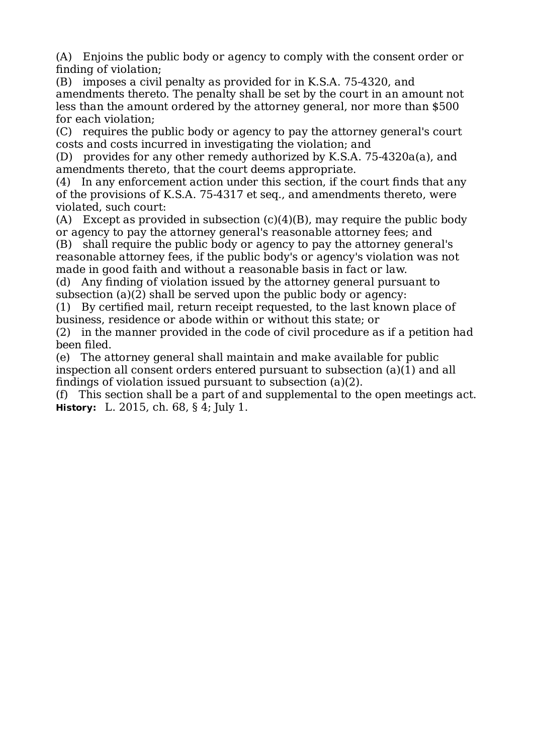(A) Enjoins the public body or agency to comply with the consent order or finding of violation;

(B) imposes a civil penalty as provided for in K.S.A. 75-4320, and amendments thereto. The penalty shall be set by the court in an amount not less than the amount ordered by the attorney general, nor more than $500 for each violation;

(C) requires the public body or agency to pay the attorney general's court costs and costs incurred in investigating the violation; and

(D) provides for any other remedy authorized by K.S.A. 75-4320a(a), and amendments thereto, that the court deems appropriate.

(4) In any enforcement action under this section, if the court finds that any of the provisions of K.S.A. 75-4317 et seq., and amendments thereto, were violated, such court:

(A) Except as provided in subsection (c)(4)(B), may require the public body or agency to pay the attorney general's reasonable attorney fees; and

(B) shall require the public body or agency to pay the attorney general's reasonable attorney fees, if the public body's or agency's violation was not made in good faith and without a reasonable basis in fact or law.

(d) Any finding of violation issued by the attorney general pursuant to subsection (a)(2) shall be served upon the public body or agency:

(1) By certified mail, return receipt requested, to the last known place of business, residence or abode within or without this state; or

(2) in the manner provided in the code of civil procedure as if a petition had been filed.

(e) The attorney general shall maintain and make available for public inspection all consent orders entered pursuant to subsection (a)(1) and all findings of violation issued pursuant to subsection (a)(2).

(f) This section shall be a part of and supplemental to the open meetings act.

**History:** L. 2015, ch. 68, § 4; July 1.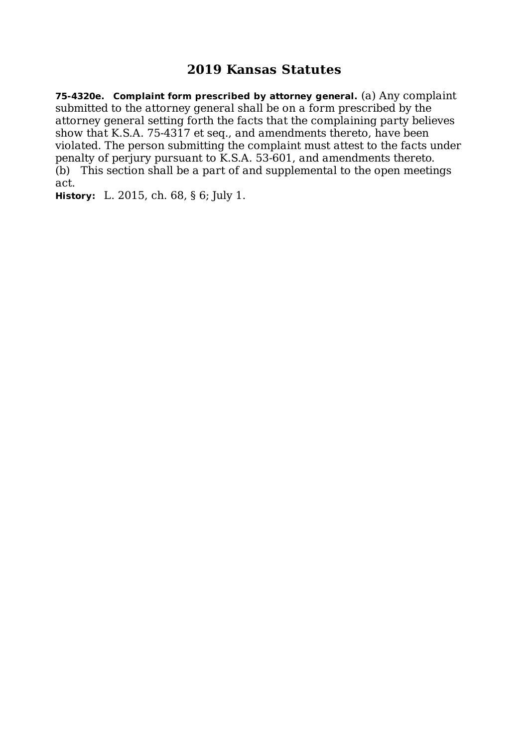# 2019 Kansas Statutes

**75-4320e. Complaint form prescribed by attorney general.** (a) Any complaint submitted to the attorney general shall be on a form prescribed by the attorney general setting forth the facts that the complaining party believes show that K.S.A. 75-4317 et seq., and amendments thereto, have been violated. The person submitting the complaint must attest to the facts under penalty of perjury pursuant to K.S.A. 53-601, and amendments thereto.

(b) This section shall be a part of and supplemental to the open meetings act.

**History:** L. 2015, ch. 68, § 6; July 1.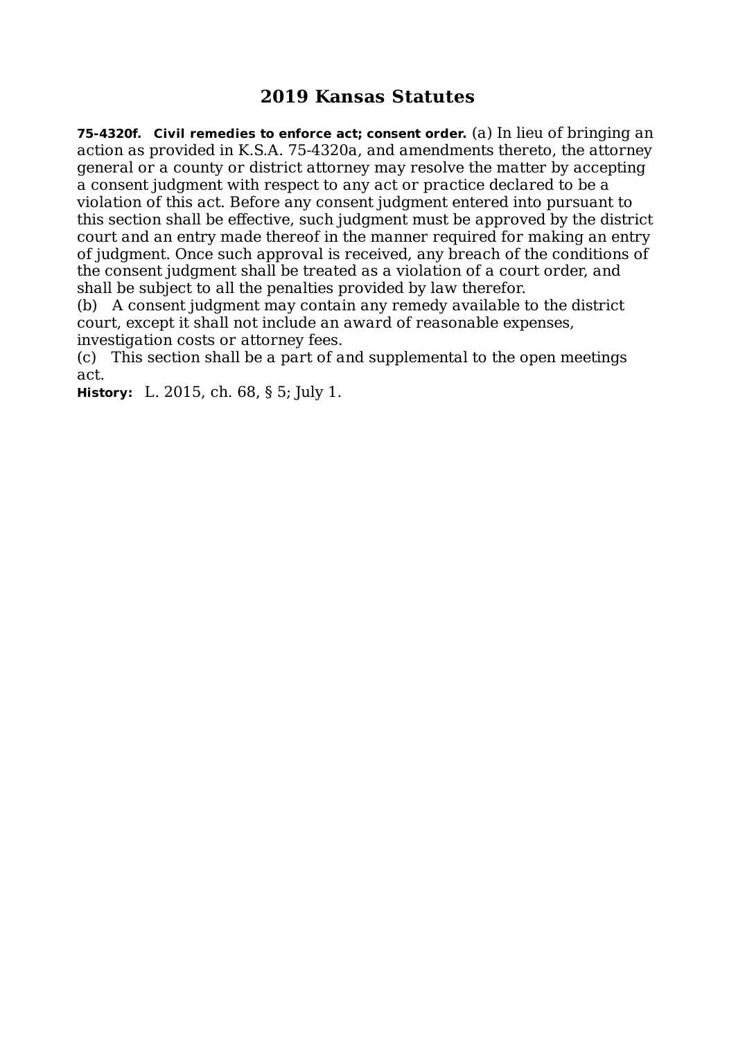# 2019 Kansas Statutes

**75-4320f. Civil remedies to enforce act; consent order.** (a) In lieu of bringing an action as provided in K.S.A. 75-4320a, and amendments thereto, the attorney general or a county or district attorney may resolve the matter by accepting a consent judgment with respect to any act or practice declared to be a violation of this act. Before any consent judgment entered into pursuant to this section shall be effective, such judgment must be approved by the district court and an entry made thereof in the manner required for making an entry of judgment. Once such approval is received, any breach of the conditions of the consent judgment shall be treated as a violation of a court order, and shall be subject to all the penalties provided by law therefor.

(b) A consent judgment may contain any remedy available to the district court, except it shall not include an award of reasonable expenses, investigation costs or attorney fees.

(c) This section shall be a part of and supplemental to the open meetings act.

**History:** L. 2015, ch. 68, § 5; July 1.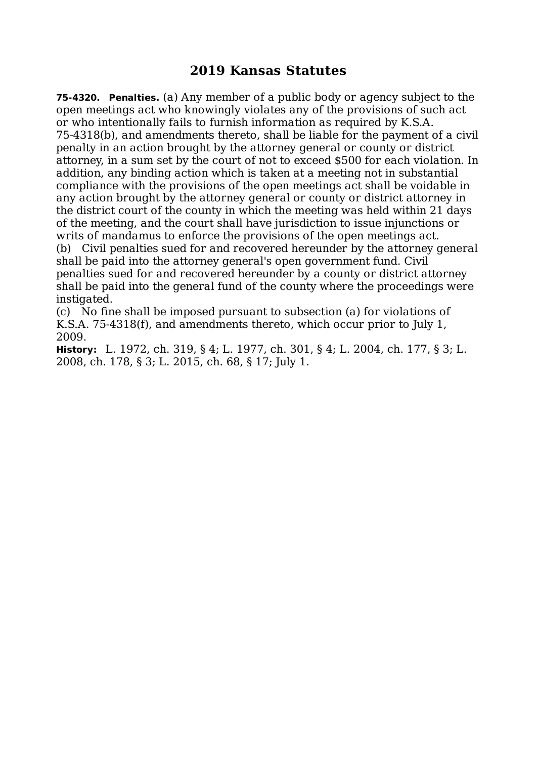# 2019 Kansas Statutes

**75-4320. Penalties.** (a) Any member of a public body or agency subject to the open meetings act who knowingly violates any of the provisions of such act or who intentionally fails to furnish information as required by K.S.A. 75-4318(b), and amendments thereto, shall be liable for the payment of a civil penalty in an action brought by the attorney general or county or district attorney, in a sum set by the court of not to exceed $500 for each violation. In addition, any binding action which is taken at a meeting not in substantial compliance with the provisions of the open meetings act shall be voidable in any action brought by the attorney general or county or district attorney in the district court of the county in which the meeting was held within 21 days of the meeting, and the court shall have jurisdiction to issue injunctions or writs of mandamus to enforce the provisions of the open meetings act.

(b) Civil penalties sued for and recovered hereunder by the attorney general shall be paid into the attorney general's open government fund. Civil penalties sued for and recovered hereunder by a county or district attorney shall be paid into the general fund of the county where the proceedings were instigated.

(c) No fine shall be imposed pursuant to subsection (a) for violations of K.S.A. 75-4318(f), and amendments thereto, which occur prior to July 1, 2009.

**History:** L. 1972, ch. 319, § 4; L. 1977, ch. 301, § 4; L. 2004, ch. 177, § 3; L. 2008, ch. 178, § 3; L. 2015, ch. 68, § 17; July 1.